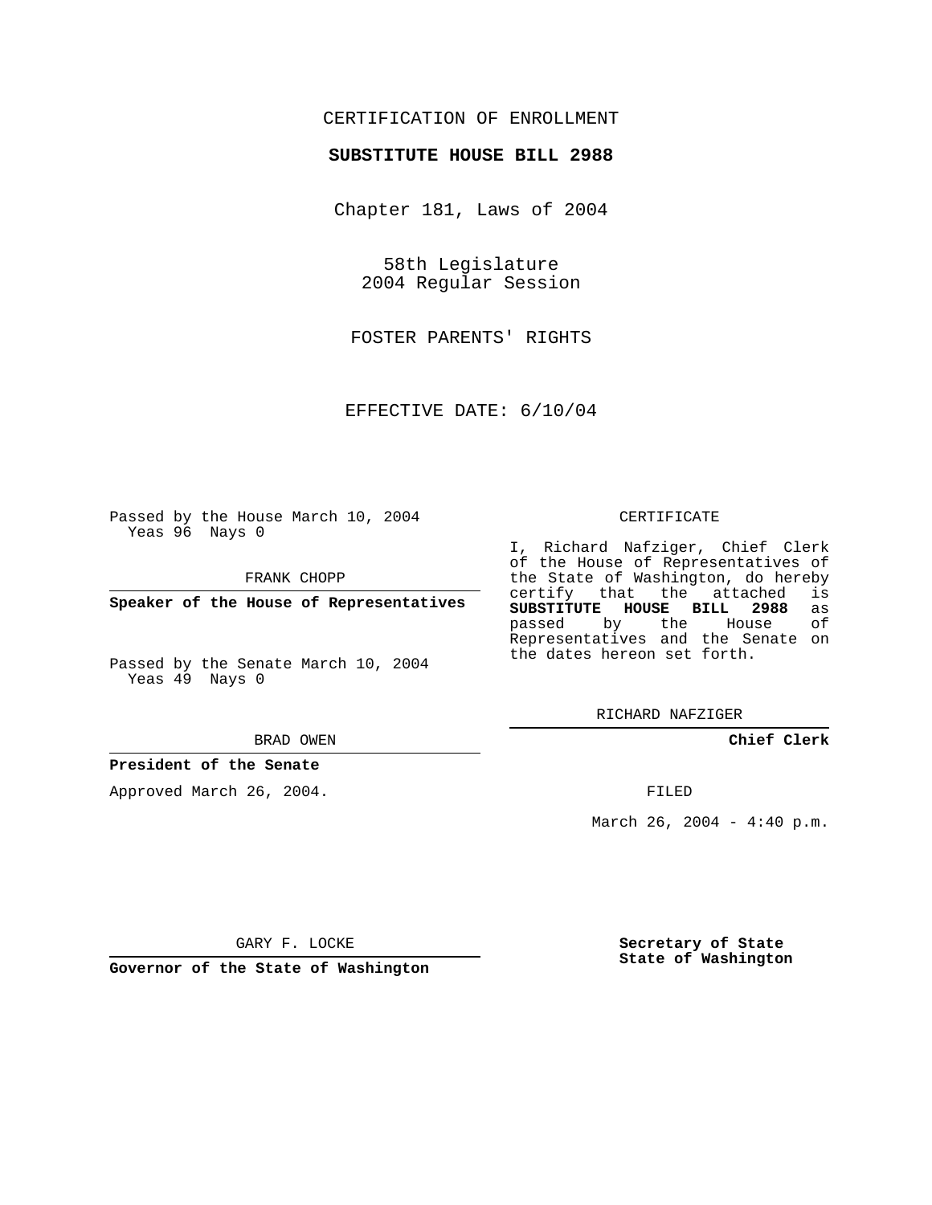CERTIFICATION OF ENROLLMENT

**SUBSTITUTE HOUSE BILL 2988**

Chapter 181, Laws of 2004

58th Legislature
2004 Regular Session

FOSTER PARENTS' RIGHTS

EFFECTIVE DATE: 6/10/04

Passed by the House March 10, 2004
Yeas 96 Nays 0

FRANK CHOPP

**Speaker of the House of Representatives**

Passed by the Senate March 10, 2004
Yeas 49 Nays 0

BRAD OWEN

**President of the Senate**

Approved March 26, 2004.

GARY F. LOCKE

**Governor of the State of Washington**

CERTIFICATE

I, Richard Nafziger, Chief Clerk of the House of Representatives of the State of Washington, do hereby certify that the attached is **SUBSTITUTE HOUSE BILL 2988** as passed by the House of Representatives and the Senate on the dates hereon set forth.

RICHARD NAFZIGER

**Chief Clerk**

FILED

March 26, 2004 - 4:40 p.m.

**Secretary of State**
**State of Washington**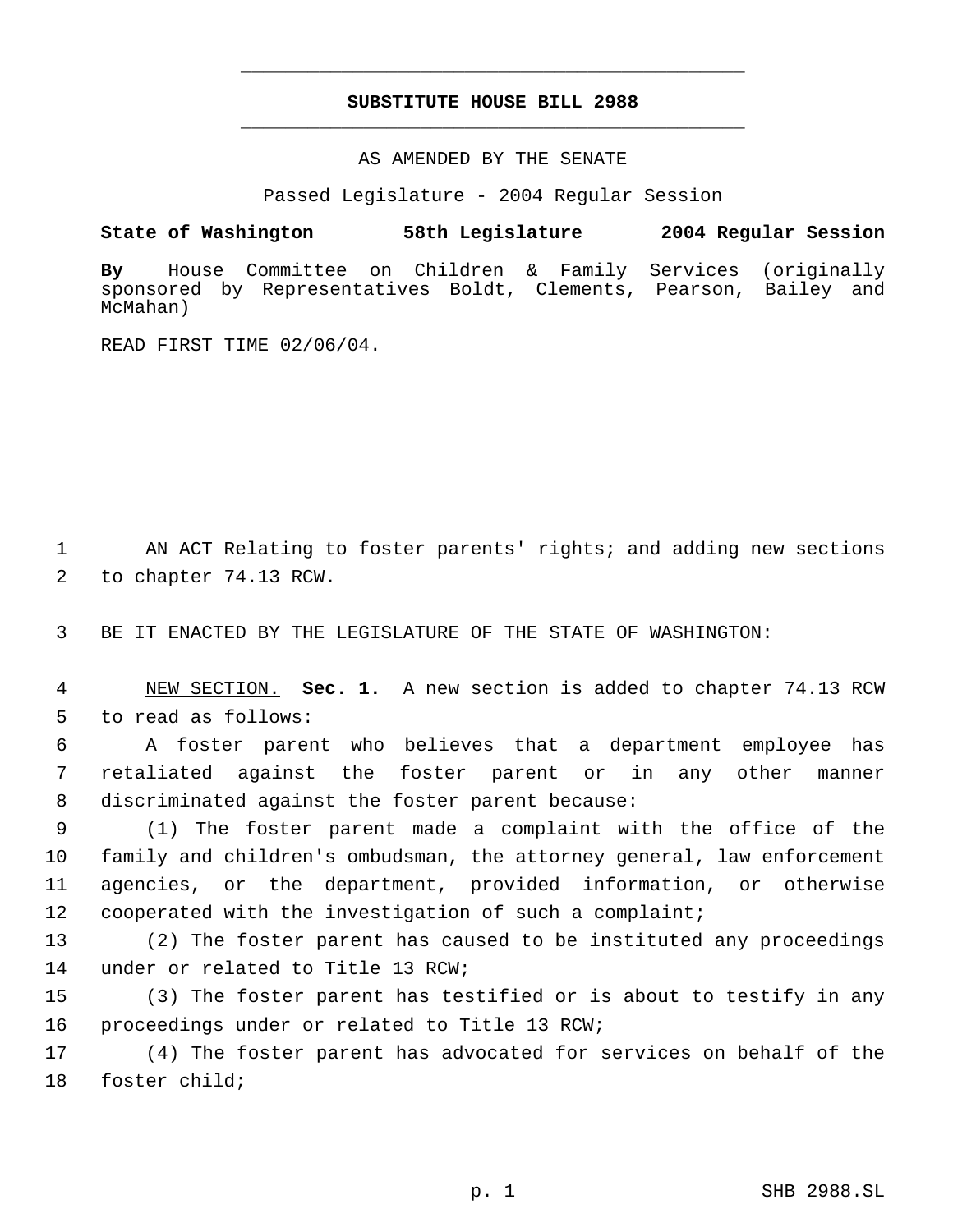# SUBSTITUTE HOUSE BILL 2988

AS AMENDED BY THE SENATE

Passed Legislature - 2004 Regular Session

**State of Washington 58th Legislature 2004 Regular Session**

**By** House Committee on Children & Family Services (originally sponsored by Representatives Boldt, Clements, Pearson, Bailey and McMahan)

READ FIRST TIME 02/06/04.

AN ACT Relating to foster parents' rights; and adding new sections to chapter 74.13 RCW.

BE IT ENACTED BY THE LEGISLATURE OF THE STATE OF WASHINGTON:

NEW SECTION. **Sec. 1.** A new section is added to chapter 74.13 RCW to read as follows:

A foster parent who believes that a department employee has retaliated against the foster parent or in any other manner discriminated against the foster parent because:

(1) The foster parent made a complaint with the office of the family and children's ombudsman, the attorney general, law enforcement agencies, or the department, provided information, or otherwise cooperated with the investigation of such a complaint;

(2) The foster parent has caused to be instituted any proceedings under or related to Title 13 RCW;

(3) The foster parent has testified or is about to testify in any proceedings under or related to Title 13 RCW;

(4) The foster parent has advocated for services on behalf of the foster child;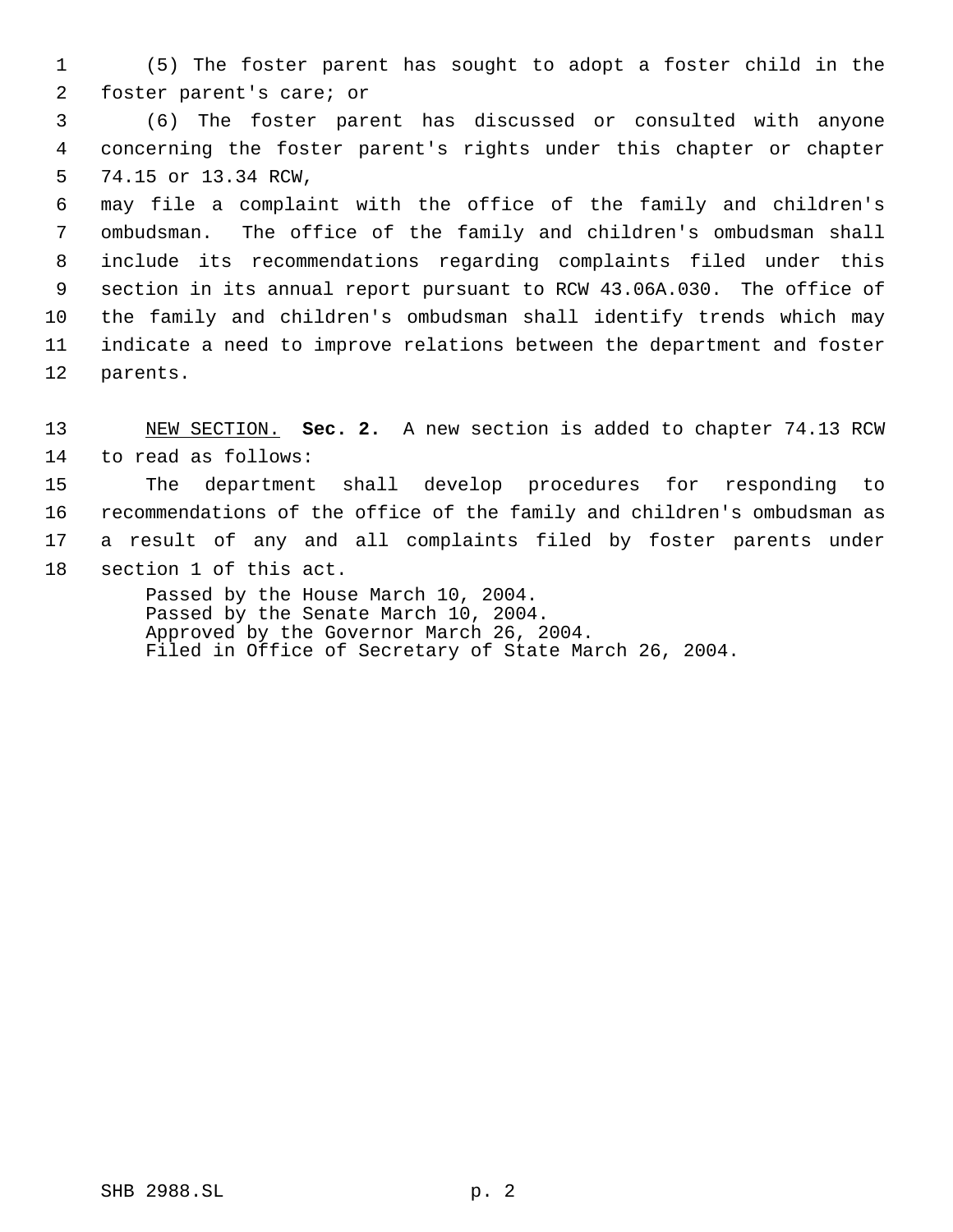(5) The foster parent has sought to adopt a foster child in the foster parent's care; or

(6) The foster parent has discussed or consulted with anyone concerning the foster parent's rights under this chapter or chapter 74.15 or 13.34 RCW,

may file a complaint with the office of the family and children's ombudsman. The office of the family and children's ombudsman shall include its recommendations regarding complaints filed under this section in its annual report pursuant to RCW 43.06A.030. The office of the family and children's ombudsman shall identify trends which may indicate a need to improve relations between the department and foster parents.

NEW SECTION. **Sec. 2.** A new section is added to chapter 74.13 RCW to read as follows:

The department shall develop procedures for responding to recommendations of the office of the family and children's ombudsman as a result of any and all complaints filed by foster parents under section 1 of this act.

Passed by the House March 10, 2004.
Passed by the Senate March 10, 2004.
Approved by the Governor March 26, 2004.
Filed in Office of Secretary of State March 26, 2004.